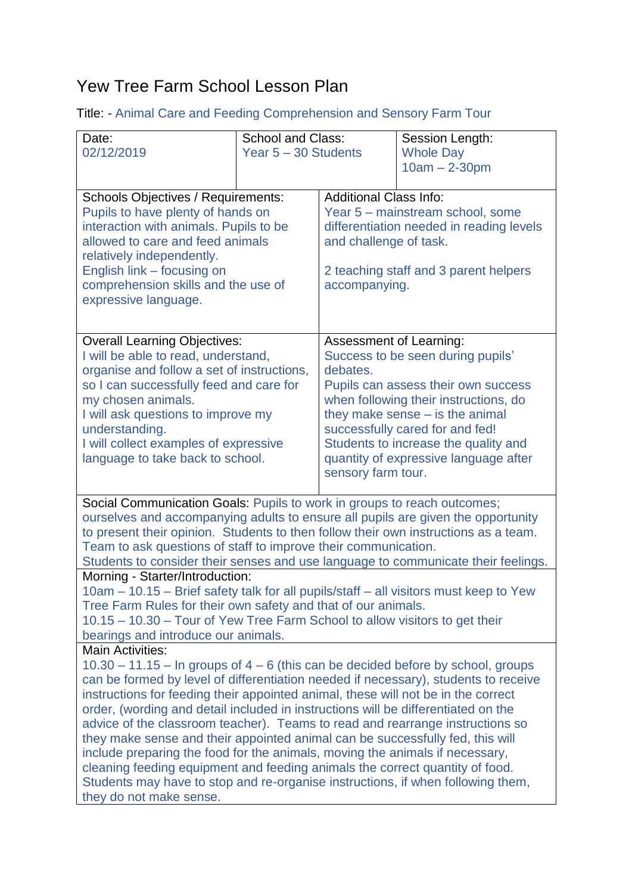# Yew Tree Farm School Lesson Plan

Title: - Animal Care and Feeding Comprehension and Sensory Farm Tour

| Date: | School and Class: | Session Length: |
|---|---|---|
| 02/12/2019 | Year 5 – 30 Students | Whole Day<br>10am – 2-30pm |

| Schools Objectives / Requirements: | Additional Class Info: |
|---|---|
| Pupils to have plenty of hands on interaction with animals. Pupils to be allowed to care and feed animals relatively independently.<br>English link – focusing on comprehension skills and the use of expressive language. | Year 5 – mainstream school, some differentiation needed in reading levels and challenge of task.<br><br>2 teaching staff and 3 parent helpers accompanying. |
| **Overall Learning Objectives:** | **Assessment of Learning:** |
| I will be able to read, understand, organise and follow a set of instructions, so I can successfully feed and care for my chosen animals.<br>I will ask questions to improve my understanding.<br>I will collect examples of expressive language to take back to school. | Success to be seen during pupils' debates.<br>Pupils can assess their own success when following their instructions, do they make sense – is the animal successfully cared for and fed!<br>Students to increase the quality and quantity of expressive language after sensory farm tour. |

Social Communication Goals: Pupils to work in groups to reach outcomes; ourselves and accompanying adults to ensure all pupils are given the opportunity to present their opinion. Students to then follow their own instructions as a team. Team to ask questions of staff to improve their communication.
Students to consider their senses and use language to communicate their feelings.

Morning - Starter/Introduction:
10am – 10.15 – Brief safety talk for all pupils/staff – all visitors must keep to Yew Tree Farm Rules for their own safety and that of our animals.
10.15 – 10.30 – Tour of Yew Tree Farm School to allow visitors to get their bearings and introduce our animals.

Main Activities:
10.30 – 11.15 – In groups of 4 – 6 (this can be decided before by school, groups can be formed by level of differentiation needed if necessary), students to receive instructions for feeding their appointed animal, these will not be in the correct order, (wording and detail included in instructions will be differentiated on the advice of the classroom teacher). Teams to read and rearrange instructions so they make sense and their appointed animal can be successfully fed, this will include preparing the food for the animals, moving the animals if necessary, cleaning feeding equipment and feeding animals the correct quantity of food. Students may have to stop and re-organise instructions, if when following them, they do not make sense.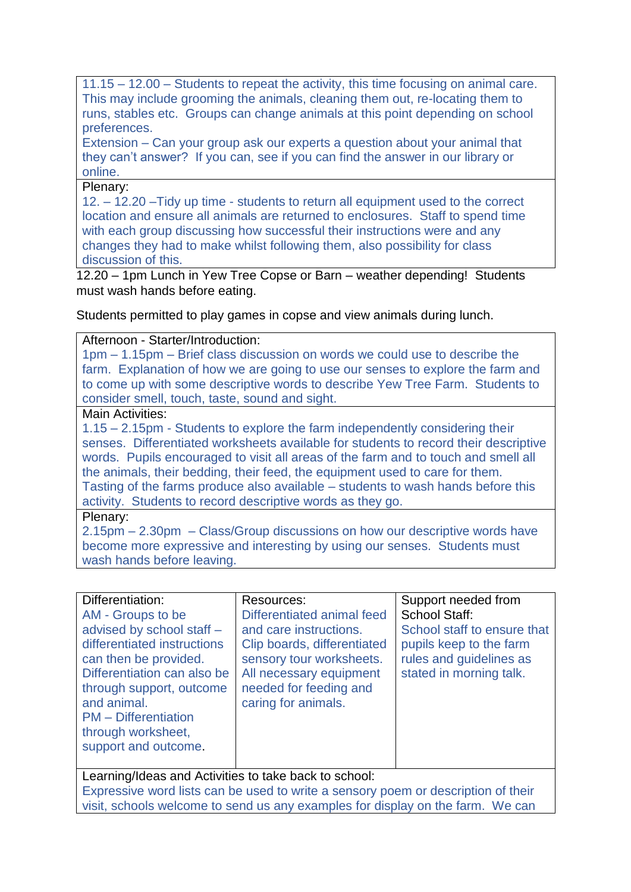| |
|---|
| 11.15 – 12.00 – Students to repeat the activity, this time focusing on animal care. This may include grooming the animals, cleaning them out, re-locating them to runs, stables etc. Groups can change animals at this point depending on school preferences.<br>Extension – Can your group ask our experts a question about your animal that they can't answer? If you can, see if you can find the answer in our library or online. |
| Plenary:<br>12. – 12.20 –Tidy up time - students to return all equipment used to the correct location and ensure all animals are returned to enclosures. Staff to spend time with each group discussing how successful their instructions were and any changes they had to make whilst following them, also possibility for class discussion of this. |

12.20 – 1pm Lunch in Yew Tree Copse or Barn – weather depending! Students must wash hands before eating.

Students permitted to play games in copse and view animals during lunch.

| Afternoon - Starter/Introduction: |
|---|
| 1pm – 1.15pm – Brief class discussion on words we could use to describe the farm. Explanation of how we are going to use our senses to explore the farm and to come up with some descriptive words to describe Yew Tree Farm. Students to consider smell, touch, taste, sound and sight. |
| Main Activities:<br>1.15 – 2.15pm - Students to explore the farm independently considering their senses. Differentiated worksheets available for students to record their descriptive words. Pupils encouraged to visit all areas of the farm and to touch and smell all the animals, their bedding, their feed, the equipment used to care for them. Tasting of the farms produce also available – students to wash hands before this activity. Students to record descriptive words as they go. |
| Plenary:<br>2.15pm – 2.30pm – Class/Group discussions on how our descriptive words have become more expressive and interesting by using our senses. Students must wash hands before leaving. |

| Differentiation: | Resources: | Support needed from School Staff: |
|---|---|---|
| AM - Groups to be advised by school staff – differentiated instructions can then be provided. Differentiation can also be through support, outcome and animal.<br>PM – Differentiation through worksheet, support and outcome. | Differentiated animal feed and care instructions. Clip boards, differentiated sensory tour worksheets. All necessary equipment needed for feeding and caring for animals. | School staff to ensure that pupils keep to the farm rules and guidelines as stated in morning talk. |
| Learning/Ideas and Activities to take back to school:<br>Expressive word lists can be used to write a sensory poem or description of their visit, schools welcome to send us any examples for display on the farm. We can | | |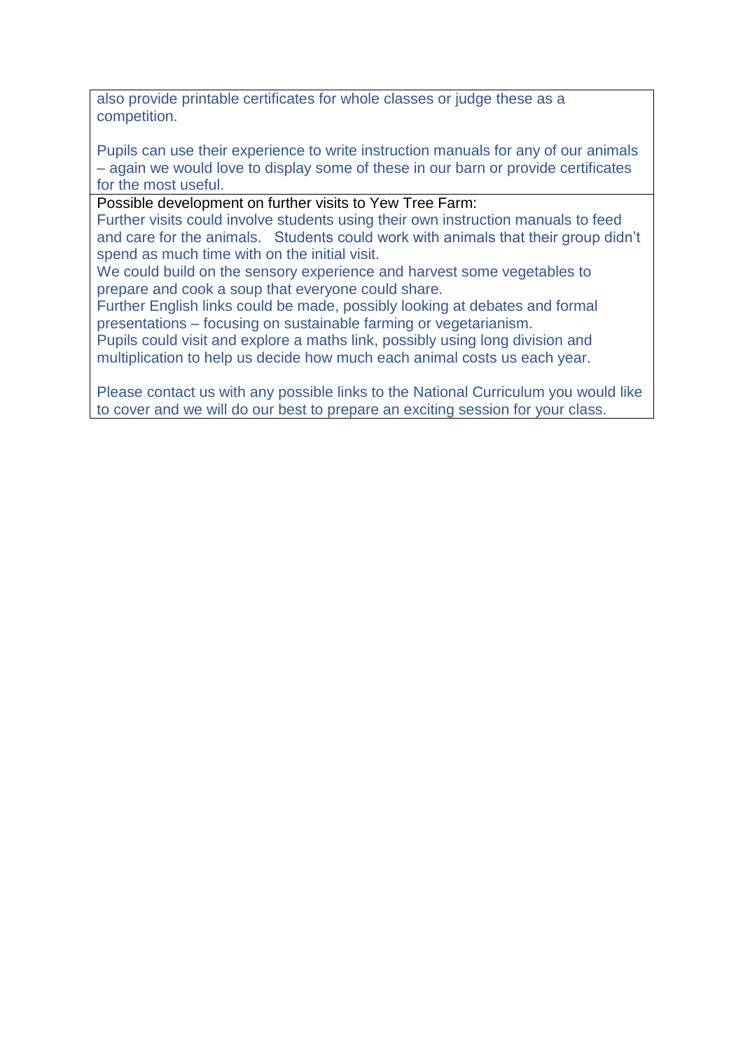also provide printable certificates for whole classes or judge these as a competition.

Pupils can use their experience to write instruction manuals for any of our animals – again we would love to display some of these in our barn or provide certificates for the most useful.

Possible development on further visits to Yew Tree Farm:

Further visits could involve students using their own instruction manuals to feed and care for the animals. Students could work with animals that their group didn't spend as much time with on the initial visit.

We could build on the sensory experience and harvest some vegetables to prepare and cook a soup that everyone could share.

Further English links could be made, possibly looking at debates and formal presentations – focusing on sustainable farming or vegetarianism.

Pupils could visit and explore a maths link, possibly using long division and multiplication to help us decide how much each animal costs us each year.

Please contact us with any possible links to the National Curriculum you would like to cover and we will do our best to prepare an exciting session for your class.